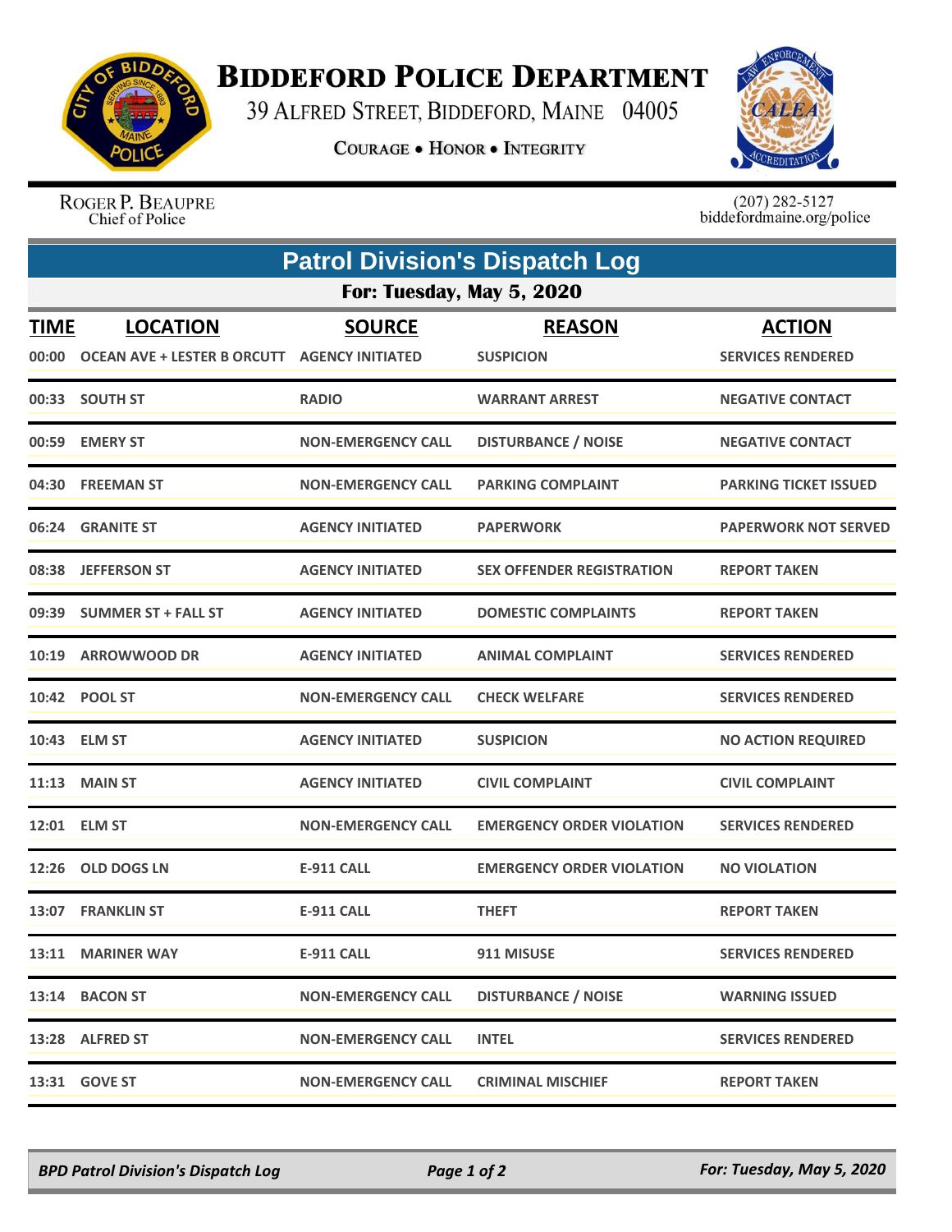# Biddeford Police Department

39 Alfred Street, Biddeford, Maine 04005

Courage • Honor • Integrity

Roger P. Beaupre
Chief of Police

(207) 282-5127
biddefordmaine.org/police

## Patrol Division's Dispatch Log

### For: Tuesday, May 5, 2020

| TIME | LOCATION | SOURCE | REASON | ACTION |
|---|---|---|---|---|
| 00:00 | OCEAN AVE + LESTER B ORCUTT | AGENCY INITIATED | SUSPICION | SERVICES RENDERED |
| 00:33 | SOUTH ST | RADIO | WARRANT ARREST | NEGATIVE CONTACT |
| 00:59 | EMERY ST | NON-EMERGENCY CALL | DISTURBANCE / NOISE | NEGATIVE CONTACT |
| 04:30 | FREEMAN ST | NON-EMERGENCY CALL | PARKING COMPLAINT | PARKING TICKET ISSUED |
| 06:24 | GRANITE ST | AGENCY INITIATED | PAPERWORK | PAPERWORK NOT SERVED |
| 08:38 | JEFFERSON ST | AGENCY INITIATED | SEX OFFENDER REGISTRATION | REPORT TAKEN |
| 09:39 | SUMMER ST + FALL ST | AGENCY INITIATED | DOMESTIC COMPLAINTS | REPORT TAKEN |
| 10:19 | ARROWWOOD DR | AGENCY INITIATED | ANIMAL COMPLAINT | SERVICES RENDERED |
| 10:42 | POOL ST | NON-EMERGENCY CALL | CHECK WELFARE | SERVICES RENDERED |
| 10:43 | ELM ST | AGENCY INITIATED | SUSPICION | NO ACTION REQUIRED |
| 11:13 | MAIN ST | AGENCY INITIATED | CIVIL COMPLAINT | CIVIL COMPLAINT |
| 12:01 | ELM ST | NON-EMERGENCY CALL | EMERGENCY ORDER VIOLATION | SERVICES RENDERED |
| 12:26 | OLD DOGS LN | E-911 CALL | EMERGENCY ORDER VIOLATION | NO VIOLATION |
| 13:07 | FRANKLIN ST | E-911 CALL | THEFT | REPORT TAKEN |
| 13:11 | MARINER WAY | E-911 CALL | 911 MISUSE | SERVICES RENDERED |
| 13:14 | BACON ST | NON-EMERGENCY CALL | DISTURBANCE / NOISE | WARNING ISSUED |
| 13:28 | ALFRED ST | NON-EMERGENCY CALL | INTEL | SERVICES RENDERED |
| 13:31 | GOVE ST | NON-EMERGENCY CALL | CRIMINAL MISCHIEF | REPORT TAKEN |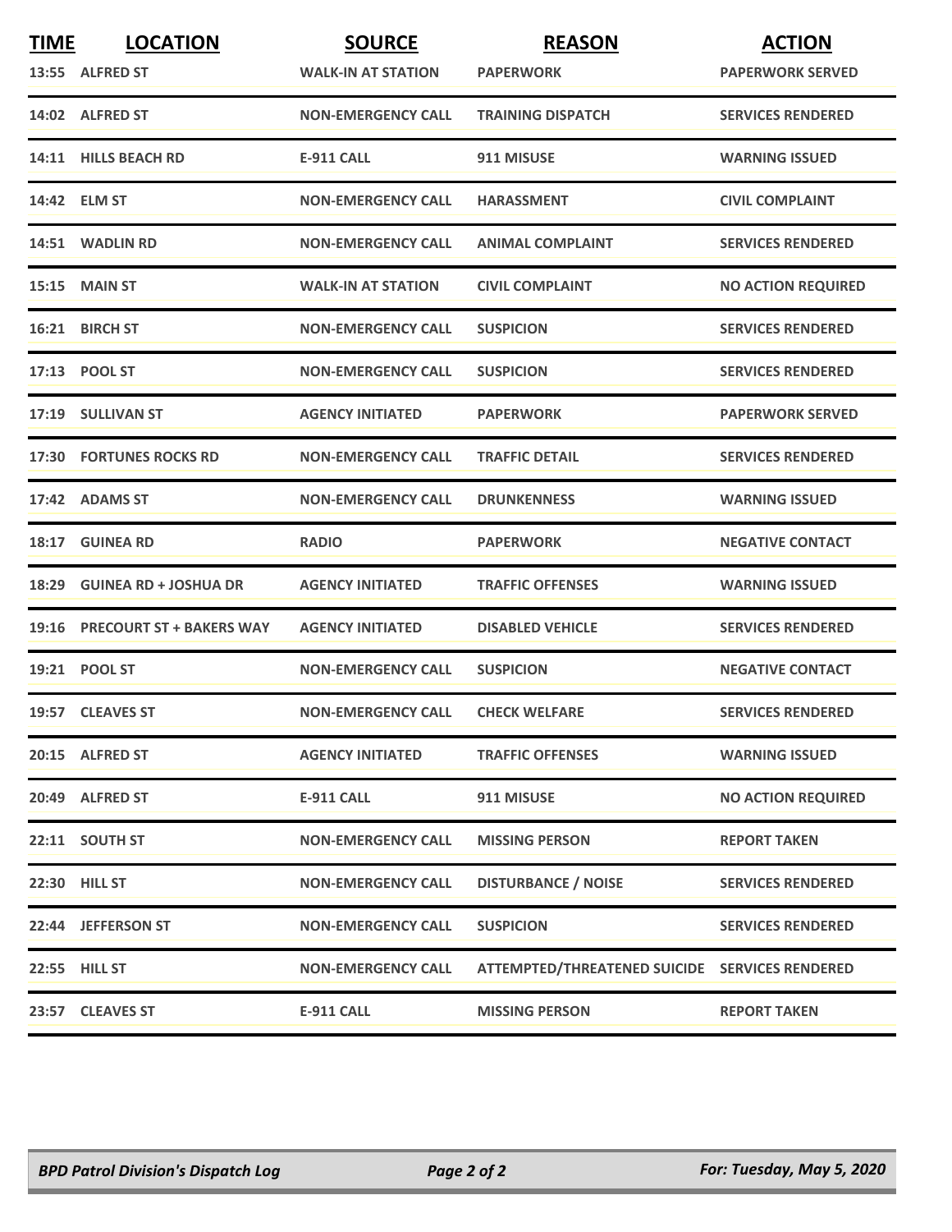| TIME | LOCATION | SOURCE | REASON | ACTION |
| --- | --- | --- | --- | --- |
| 13:55 | ALFRED ST | WALK-IN AT STATION | PAPERWORK | PAPERWORK SERVED |
| 14:02 | ALFRED ST | NON-EMERGENCY CALL | TRAINING DISPATCH | SERVICES RENDERED |
| 14:11 | HILLS BEACH RD | E-911 CALL | 911 MISUSE | WARNING ISSUED |
| 14:42 | ELM ST | NON-EMERGENCY CALL | HARASSMENT | CIVIL COMPLAINT |
| 14:51 | WADLIN RD | NON-EMERGENCY CALL | ANIMAL COMPLAINT | SERVICES RENDERED |
| 15:15 | MAIN ST | WALK-IN AT STATION | CIVIL COMPLAINT | NO ACTION REQUIRED |
| 16:21 | BIRCH ST | NON-EMERGENCY CALL | SUSPICION | SERVICES RENDERED |
| 17:13 | POOL ST | NON-EMERGENCY CALL | SUSPICION | SERVICES RENDERED |
| 17:19 | SULLIVAN ST | AGENCY INITIATED | PAPERWORK | PAPERWORK SERVED |
| 17:30 | FORTUNES ROCKS RD | NON-EMERGENCY CALL | TRAFFIC DETAIL | SERVICES RENDERED |
| 17:42 | ADAMS ST | NON-EMERGENCY CALL | DRUNKENNESS | WARNING ISSUED |
| 18:17 | GUINEA RD | RADIO | PAPERWORK | NEGATIVE CONTACT |
| 18:29 | GUINEA RD + JOSHUA DR | AGENCY INITIATED | TRAFFIC OFFENSES | WARNING ISSUED |
| 19:16 | PRECOURT ST + BAKERS WAY | AGENCY INITIATED | DISABLED VEHICLE | SERVICES RENDERED |
| 19:21 | POOL ST | NON-EMERGENCY CALL | SUSPICION | NEGATIVE CONTACT |
| 19:57 | CLEAVES ST | NON-EMERGENCY CALL | CHECK WELFARE | SERVICES RENDERED |
| 20:15 | ALFRED ST | AGENCY INITIATED | TRAFFIC OFFENSES | WARNING ISSUED |
| 20:49 | ALFRED ST | E-911 CALL | 911 MISUSE | NO ACTION REQUIRED |
| 22:11 | SOUTH ST | NON-EMERGENCY CALL | MISSING PERSON | REPORT TAKEN |
| 22:30 | HILL ST | NON-EMERGENCY CALL | DISTURBANCE / NOISE | SERVICES RENDERED |
| 22:44 | JEFFERSON ST | NON-EMERGENCY CALL | SUSPICION | SERVICES RENDERED |
| 22:55 | HILL ST | NON-EMERGENCY CALL | ATTEMPTED/THREATENED SUICIDE | SERVICES RENDERED |
| 23:57 | CLEAVES ST | E-911 CALL | MISSING PERSON | REPORT TAKEN |

*BPD Patrol Division's Dispatch Log* — *For: Tuesday, May 5, 2020*